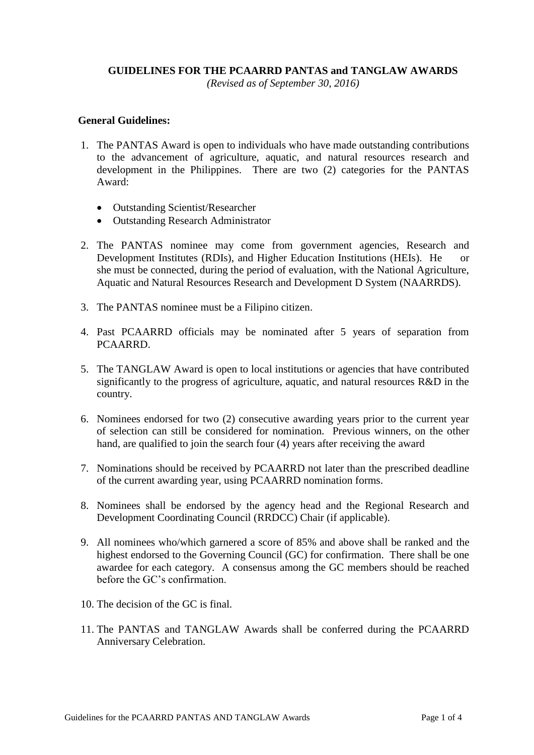# GUIDELINES FOR THE PCAARRD PANTAS and TANGLAW AWARDS

*(Revised as of September 30, 2016)*

**General Guidelines:**

1. The PANTAS Award is open to individuals who have made outstanding contributions to the advancement of agriculture, aquatic, and natural resources research and development in the Philippines. There are two (2) categories for the PANTAS Award:

   - Outstanding Scientist/Researcher
   - Outstanding Research Administrator

2. The PANTAS nominee may come from government agencies, Research and Development Institutes (RDIs), and Higher Education Institutions (HEIs). He or she must be connected, during the period of evaluation, with the National Agriculture, Aquatic and Natural Resources Research and Development D System (NAARRDS).

3. The PANTAS nominee must be a Filipino citizen.

4. Past PCAARRD officials may be nominated after 5 years of separation from PCAARRD.

5. The TANGLAW Award is open to local institutions or agencies that have contributed significantly to the progress of agriculture, aquatic, and natural resources R&D in the country.

6. Nominees endorsed for two (2) consecutive awarding years prior to the current year of selection can still be considered for nomination. Previous winners, on the other hand, are qualified to join the search four (4) years after receiving the award

7. Nominations should be received by PCAARRD not later than the prescribed deadline of the current awarding year, using PCAARRD nomination forms.

8. Nominees shall be endorsed by the agency head and the Regional Research and Development Coordinating Council (RRDCC) Chair (if applicable).

9. All nominees who/which garnered a score of 85% and above shall be ranked and the highest endorsed to the Governing Council (GC) for confirmation. There shall be one awardee for each category. A consensus among the GC members should be reached before the GC's confirmation.

10. The decision of the GC is final.

11. The PANTAS and TANGLAW Awards shall be conferred during the PCAARRD Anniversary Celebration.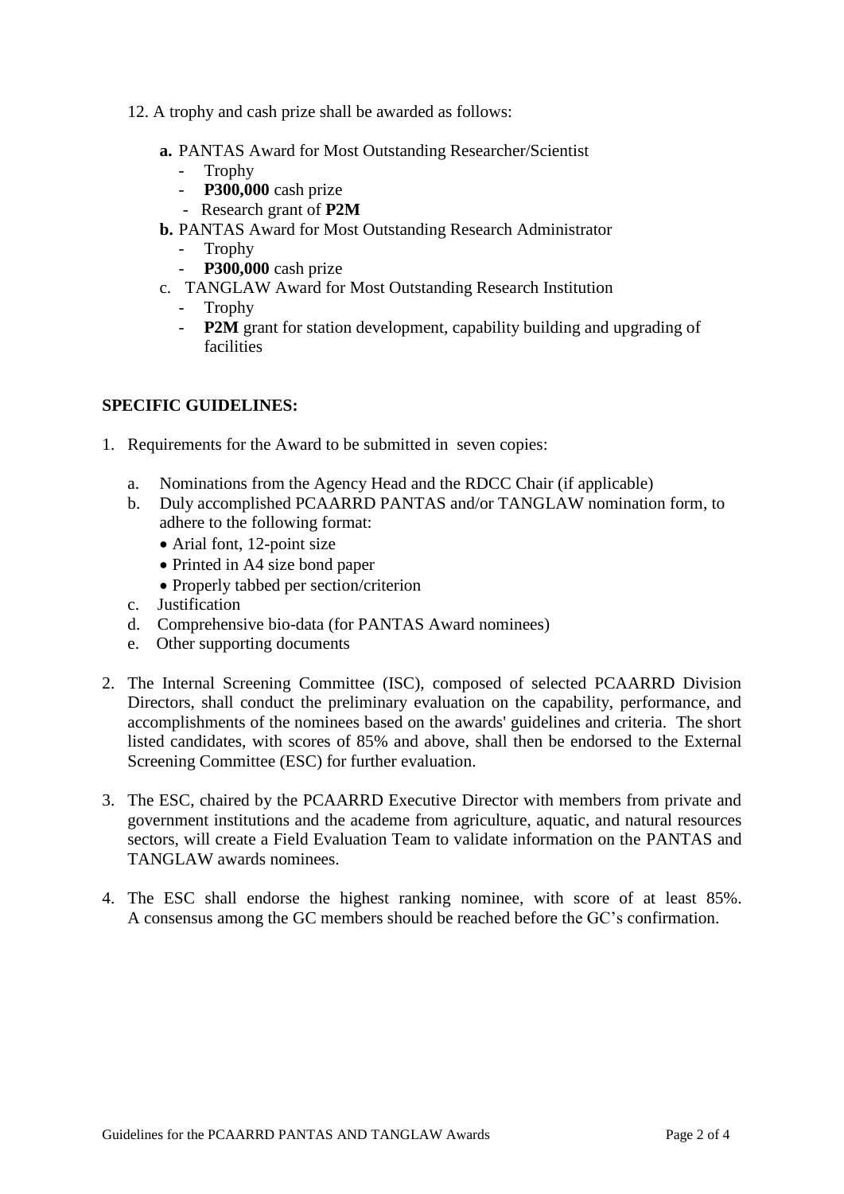12. A trophy and cash prize shall be awarded as follows:

   **a.** PANTAS Award for Most Outstanding Researcher/Scientist
      - Trophy
      - **P300,000** cash prize
      - Research grant of **P2M**

   **b.** PANTAS Award for Most Outstanding Research Administrator
      - Trophy
      - **P300,000** cash prize

   c. TANGLAW Award for Most Outstanding Research Institution
      - Trophy
      - **P2M** grant for station development, capability building and upgrading of facilities

**SPECIFIC GUIDELINES:**

1. Requirements for the Award to be submitted in seven copies:

   a. Nominations from the Agency Head and the RDCC Chair (if applicable)

   b. Duly accomplished PCAARRD PANTAS and/or TANGLAW nomination form, to adhere to the following format:
      - Arial font, 12-point size
      - Printed in A4 size bond paper
      - Properly tabbed per section/criterion

   c. Justification

   d. Comprehensive bio-data (for PANTAS Award nominees)

   e. Other supporting documents

2. The Internal Screening Committee (ISC), composed of selected PCAARRD Division Directors, shall conduct the preliminary evaluation on the capability, performance, and accomplishments of the nominees based on the awards' guidelines and criteria. The short listed candidates, with scores of 85% and above, shall then be endorsed to the External Screening Committee (ESC) for further evaluation.

3. The ESC, chaired by the PCAARRD Executive Director with members from private and government institutions and the academe from agriculture, aquatic, and natural resources sectors, will create a Field Evaluation Team to validate information on the PANTAS and TANGLAW awards nominees.

4. The ESC shall endorse the highest ranking nominee, with score of at least 85%. A consensus among the GC members should be reached before the GC's confirmation.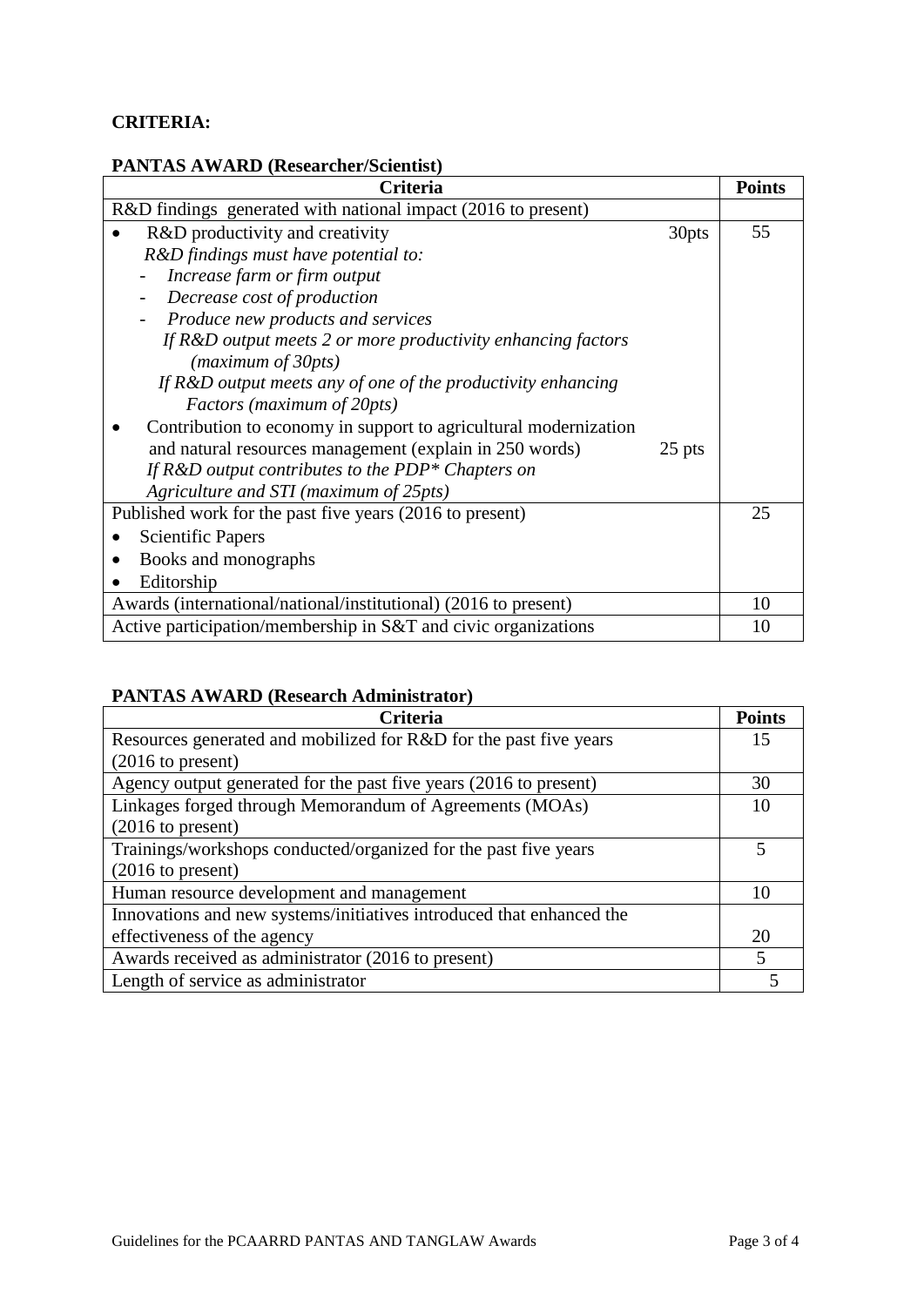**CRITERIA:**

**PANTAS AWARD (Researcher/Scientist)**

| Criteria | Points |
|---|---|
| R&D findings generated with national impact (2016 to present) | |
| • R&D productivity and creativity — 30pts<br>*R&D findings must have potential to:*<br>- *Increase farm or firm output*<br>- *Decrease cost of production*<br>- *Produce new products and services*<br>*If R&D output meets 2 or more productivity enhancing factors (maximum of 30pts)*<br>*If R&D output meets any of one of the productivity enhancing Factors (maximum of 20pts)*<br>• Contribution to economy in support to agricultural modernization and natural resources management (explain in 250 words) — 25 pts<br>*If R&D output contributes to the PDP* Chapters on Agriculture and STI (maximum of 25pts)* | 55 |
| Published work for the past five years (2016 to present)<br>• Scientific Papers<br>• Books and monographs<br>• Editorship | 25 |
| Awards (international/national/institutional) (2016 to present) | 10 |
| Active participation/membership in S&T and civic organizations | 10 |

**PANTAS AWARD (Research Administrator)**

| Criteria | Points |
|---|---|
| Resources generated and mobilized for R&D for the past five years (2016 to present) | 15 |
| Agency output generated for the past five years (2016 to present) | 30 |
| Linkages forged through Memorandum of Agreements (MOAs) (2016 to present) | 10 |
| Trainings/workshops conducted/organized for the past five years (2016 to present) | 5 |
| Human resource development and management | 10 |
| Innovations and new systems/initiatives introduced that enhanced the effectiveness of the agency | 20 |
| Awards received as administrator (2016 to present) | 5 |
| Length of service as administrator | 5 |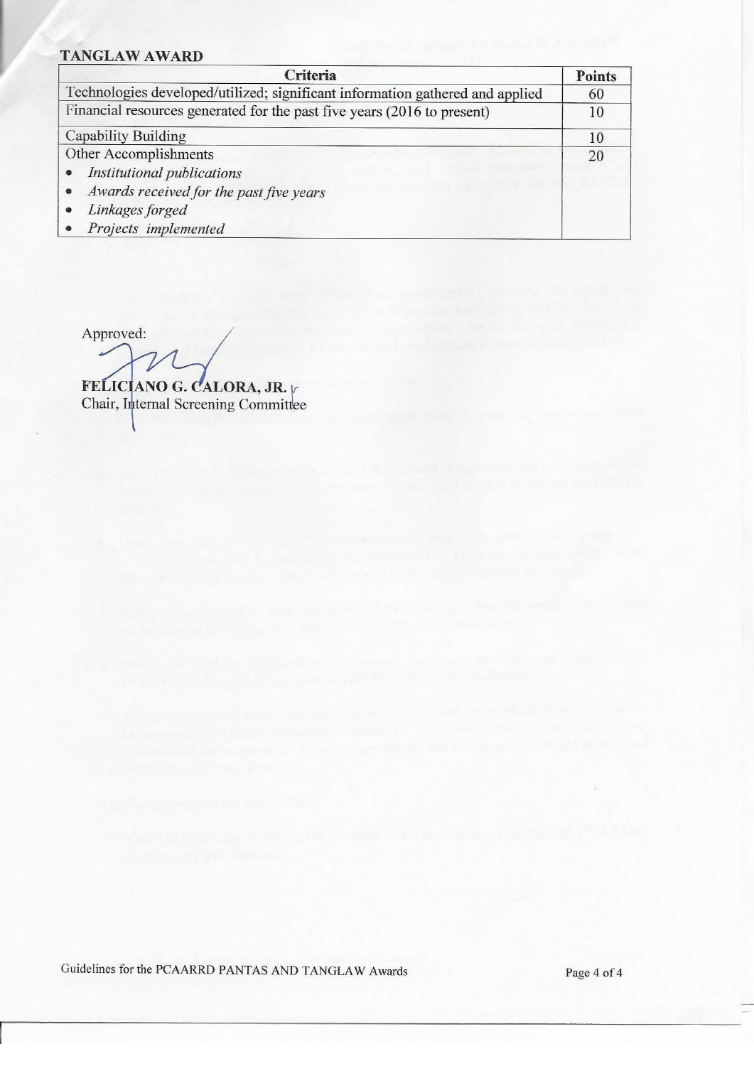**TANGLAW AWARD**

| Criteria | Points |
|---|---|
| Technologies developed/utilized; significant information gathered and applied | 60 |
| Financial resources generated for the past five years (2016 to present) | 10 |
| Capability Building | 10 |
| Other Accomplishments<br>• *Institutional publications*<br>• *Awards received for the past five years*<br>• *Linkages forged*<br>• *Projects implemented* | 20 |

Approved:

**FELICIANO G. CALORA, JR.**
Chair, Internal Screening Committee

Guidelines for the PCAARRD PANTAS AND TANGLAW Awards